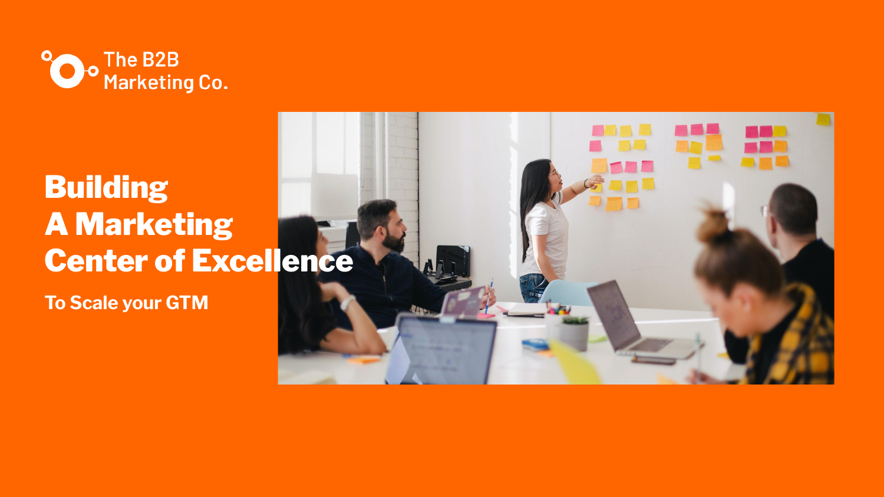The B2B Marketing Co.

# Building A Marketing Center of Excellence

**To Scale your GTM**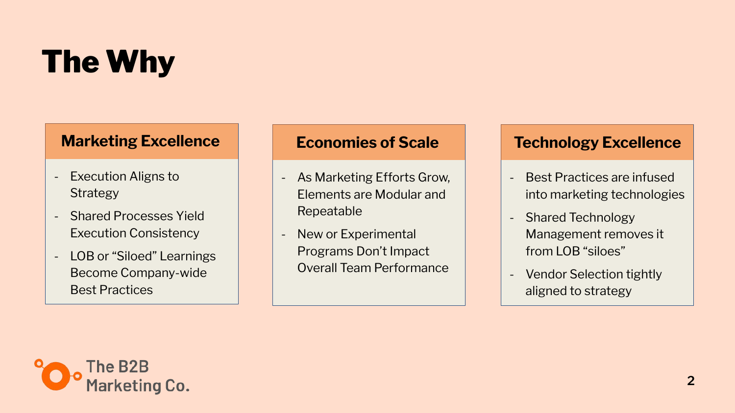# The Why

## Marketing Excellence

- Execution Aligns to Strategy
- Shared Processes Yield Execution Consistency
- LOB or "Siloed" Learnings Become Company-wide Best Practices

## Economies of Scale

- As Marketing Efforts Grow, Elements are Modular and Repeatable
- New or Experimental Programs Don't Impact Overall Team Performance

## Technology Excellence

- Best Practices are infused into marketing technologies
- Shared Technology Management removes it from LOB "siloes"
- Vendor Selection tightly aligned to strategy

The B2B Marketing Co.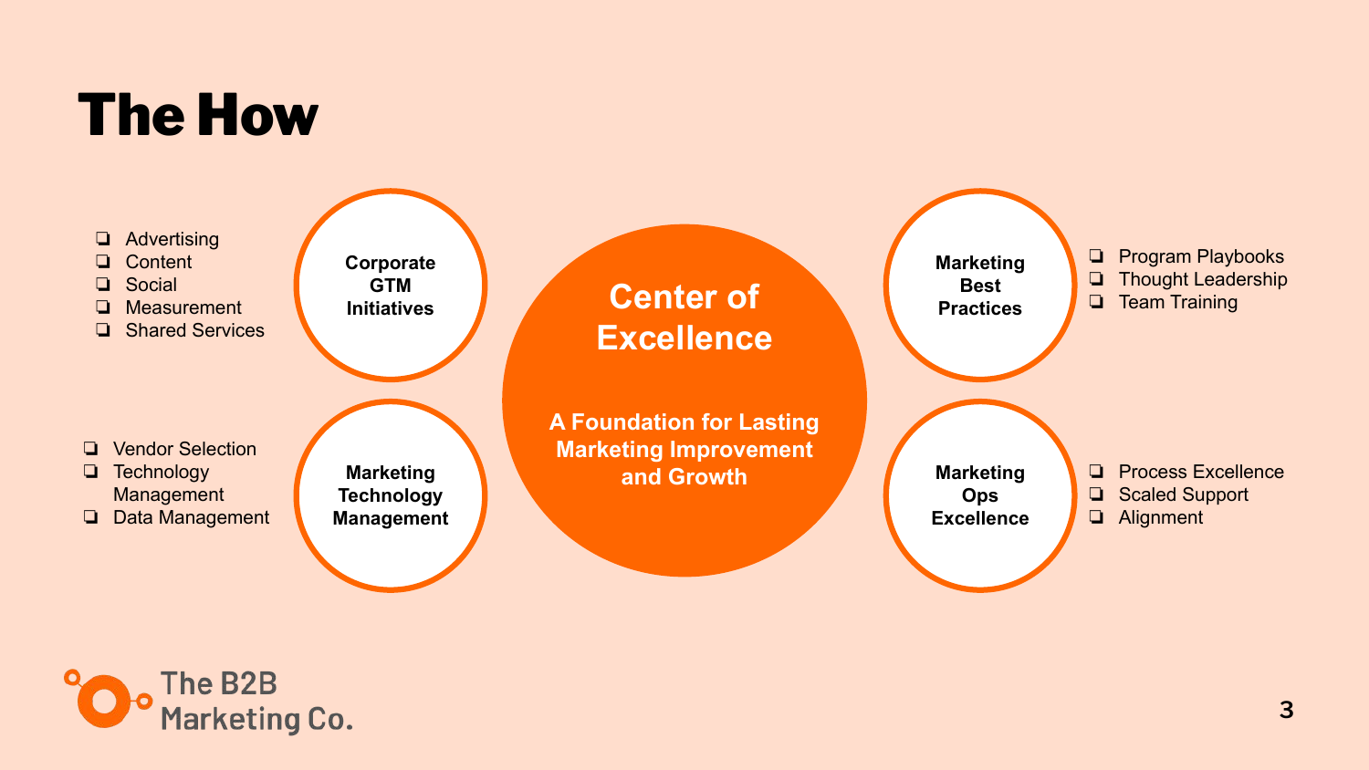# The How

**Corporate GTM Initiatives**

- Advertising
- Content
- Social
- Measurement
- Shared Services

**Marketing Technology Management**

- Vendor Selection
- Technology Management
- Data Management

## Center of Excellence

**A Foundation for Lasting Marketing Improvement and Growth**

**Marketing Best Practices**

- Program Playbooks
- Thought Leadership
- Team Training

**Marketing Ops Excellence**

- Process Excellence
- Scaled Support
- Alignment

The B2B Marketing Co.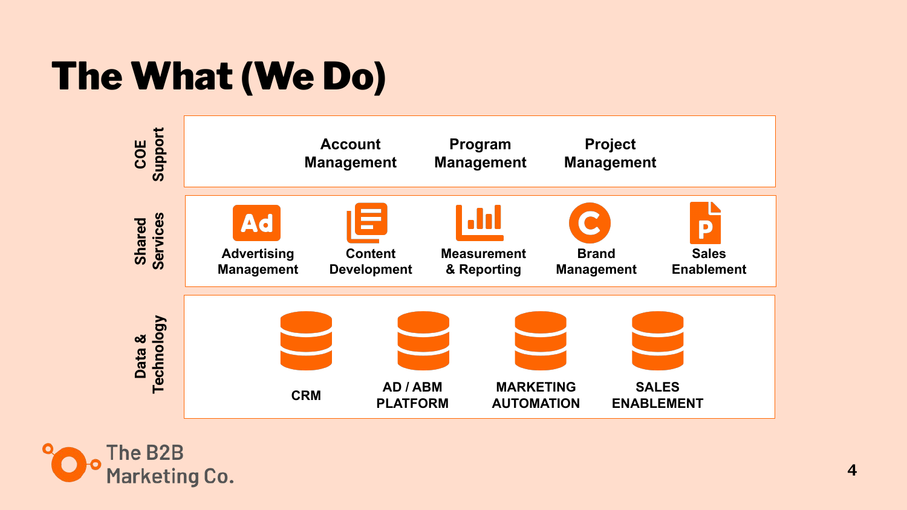# The What (We Do)

## COE Support

- Account Management
- Program Management
- Project Management

## Shared Services

- Advertising Management
- Content Development
- Measurement & Reporting
- Brand Management
- Sales Enablement

## Data & Technology

- CRM
- AD / ABM PLATFORM
- MARKETING AUTOMATION
- SALES ENABLEMENT

The B2B Marketing Co.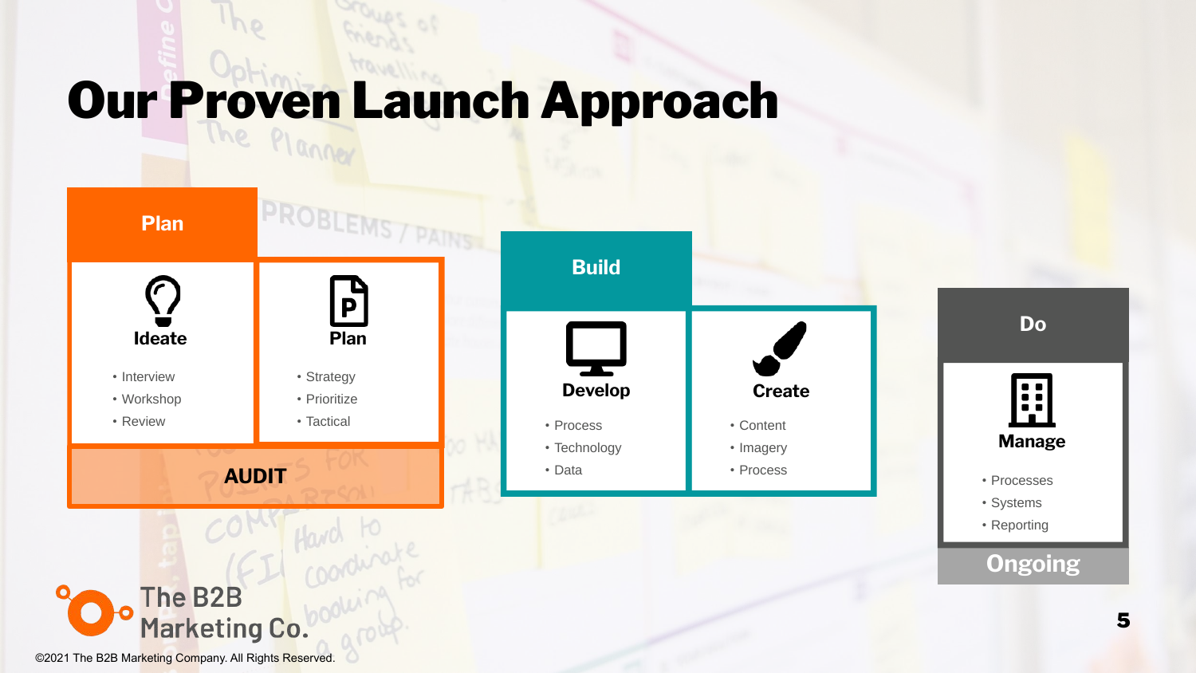# Our Proven Launch Approach

## Plan

### Ideate

- Interview
- Workshop
- Review

### Plan

- Strategy
- Prioritize
- Tactical

**AUDIT**

## Build

### Develop

- Process
- Technology
- Data

### Create

- Content
- Imagery
- Process

## Do

### Manage

- Processes
- Systems
- Reporting

**Ongoing**

The B2B Marketing Co.

©2021 The B2B Marketing Company. All Rights Reserved.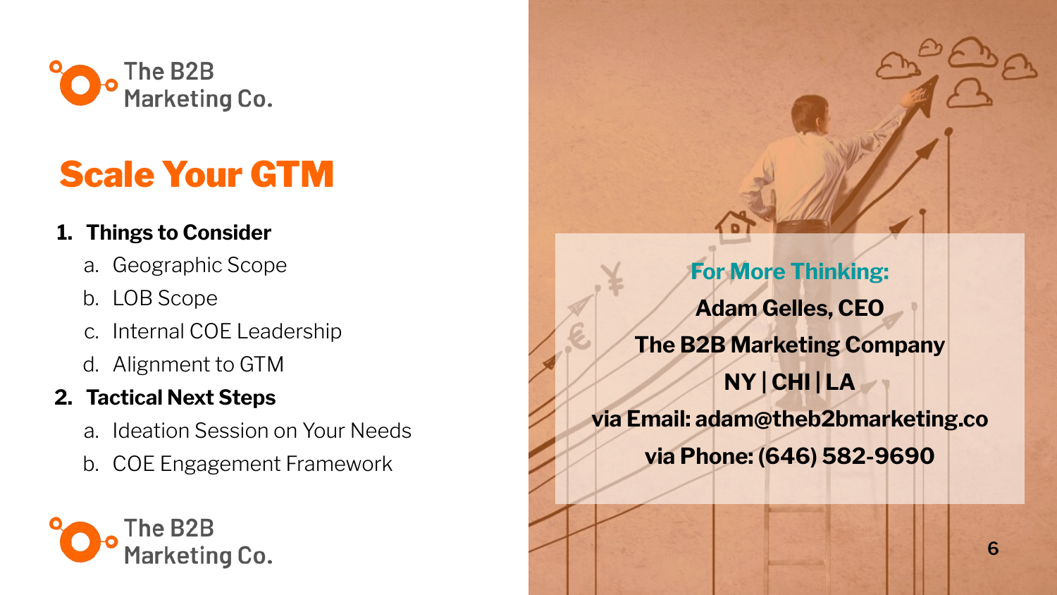The B2B Marketing Co.

# Scale Your GTM

1. **Things to Consider**
   a. Geographic Scope
   b. LOB Scope
   c. Internal COE Leadership
   d. Alignment to GTM
2. **Tactical Next Steps**
   a. Ideation Session on Your Needs
   b. COE Engagement Framework

The B2B Marketing Co.

**For More Thinking:**

**Adam Gelles, CEO**

**The B2B Marketing Company**

**NY | CHI | LA**

**via Email: adam@theb2bmarketing.co**

**via Phone: (646) 582-9690**